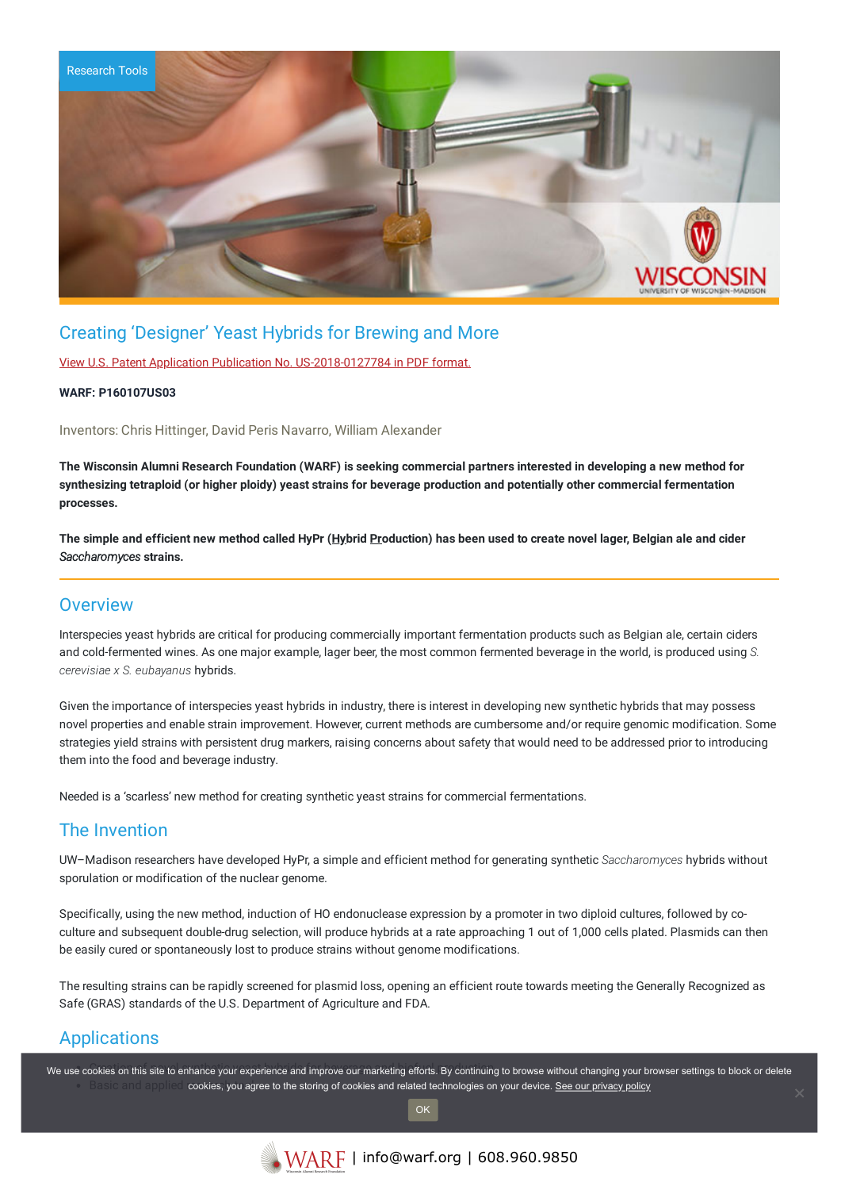Research Tools

# Creating 'Designer' Yeast Hybrids for Brewing and More

View U.S. Patent Application Publication No. US-2018-0127784 in PDF format.

**WARF: P160107US03**

Inventors: Chris Hittinger, David Peris Navarro, William Alexander

**The Wisconsin Alumni Research Foundation (WARF) is seeking commercial partners interested in developing a new method for synthesizing tetraploid (or higher ploidy) yeast strains for beverage production and potentially other commercial fermentation processes.**

**The simple and efficient new method called HyPr (Hybrid Production) has been used to create novel lager, Belgian ale and cider *Saccharomyces* strains.**

## Overview

Interspecies yeast hybrids are critical for producing commercially important fermentation products such as Belgian ale, certain ciders and cold-fermented wines. As one major example, lager beer, the most common fermented beverage in the world, is produced using *S. cerevisiae x S. eubayanus* hybrids.

Given the importance of interspecies yeast hybrids in industry, there is interest in developing new synthetic hybrids that may possess novel properties and enable strain improvement. However, current methods are cumbersome and/or require genomic modification. Some strategies yield strains with persistent drug markers, raising concerns about safety that would need to be addressed prior to introducing them into the food and beverage industry.

Needed is a 'scarless' new method for creating synthetic yeast strains for commercial fermentations.

## The Invention

UW–Madison researchers have developed HyPr, a simple and efficient method for generating synthetic *Saccharomyces* hybrids without sporulation or modification of the nuclear genome.

Specifically, using the new method, induction of HO endonuclease expression by a promoter in two diploid cultures, followed by co-culture and subsequent double-drug selection, will produce hybrids at a rate approaching 1 out of 1,000 cells plated. Plasmids can then be easily cured or spontaneously lost to produce strains without genome modifications.

The resulting strains can be rapidly screened for plasmid loss, opening an efficient route towards meeting the Generally Recognized as Safe (GRAS) standards of the U.S. Department of Agriculture and FDA.

## Applications

- Creation of novel synthetic yeast hybrids for beverage and biofuel production
- Basic and applied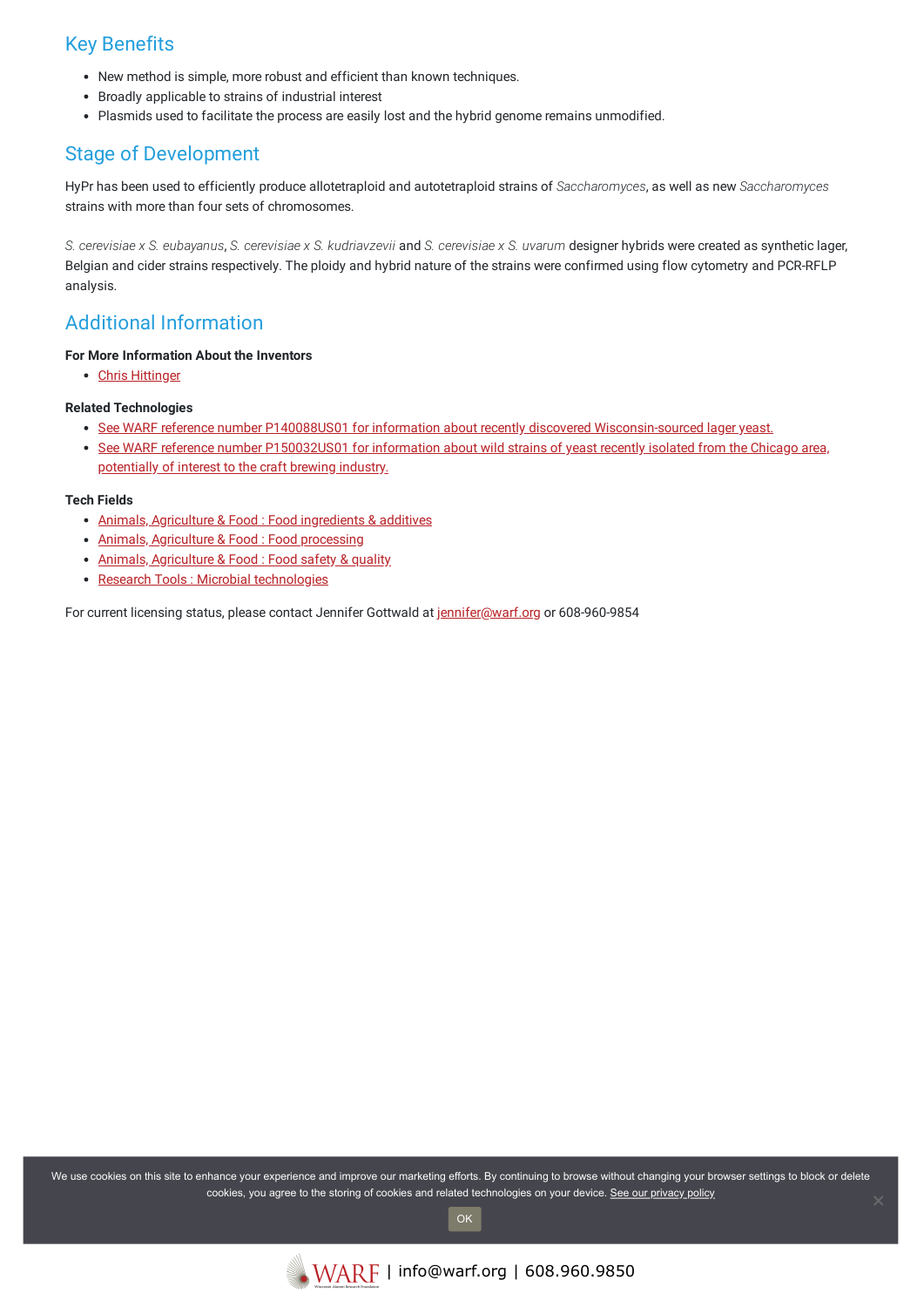## Key Benefits

- New method is simple, more robust and efficient than known techniques.
- Broadly applicable to strains of industrial interest
- Plasmids used to facilitate the process are easily lost and the hybrid genome remains unmodified.

## Stage of Development

HyPr has been used to efficiently produce allotetraploid and autotetraploid strains of *Saccharomyces*, as well as new *Saccharomyces* strains with more than four sets of chromosomes.

*S. cerevisiae x S. eubayanus*, *S. cerevisiae x S. kudriavzevii* and *S. cerevisiae x S. uvarum* designer hybrids were created as synthetic lager, Belgian and cider strains respectively. The ploidy and hybrid nature of the strains were confirmed using flow cytometry and PCR-RFLP analysis.

## Additional Information

**For More Information About the Inventors**

- Chris Hittinger

**Related Technologies**

- See WARF reference number P140088US01 for information about recently discovered Wisconsin-sourced lager yeast.
- See WARF reference number P150032US01 for information about wild strains of yeast recently isolated from the Chicago area, potentially of interest to the craft brewing industry.

**Tech Fields**

- Animals, Agriculture & Food : Food ingredients & additives
- Animals, Agriculture & Food : Food processing
- Animals, Agriculture & Food : Food safety & quality
- Research Tools : Microbial technologies

For current licensing status, please contact Jennifer Gottwald at jennifer@warf.org or 608-960-9854